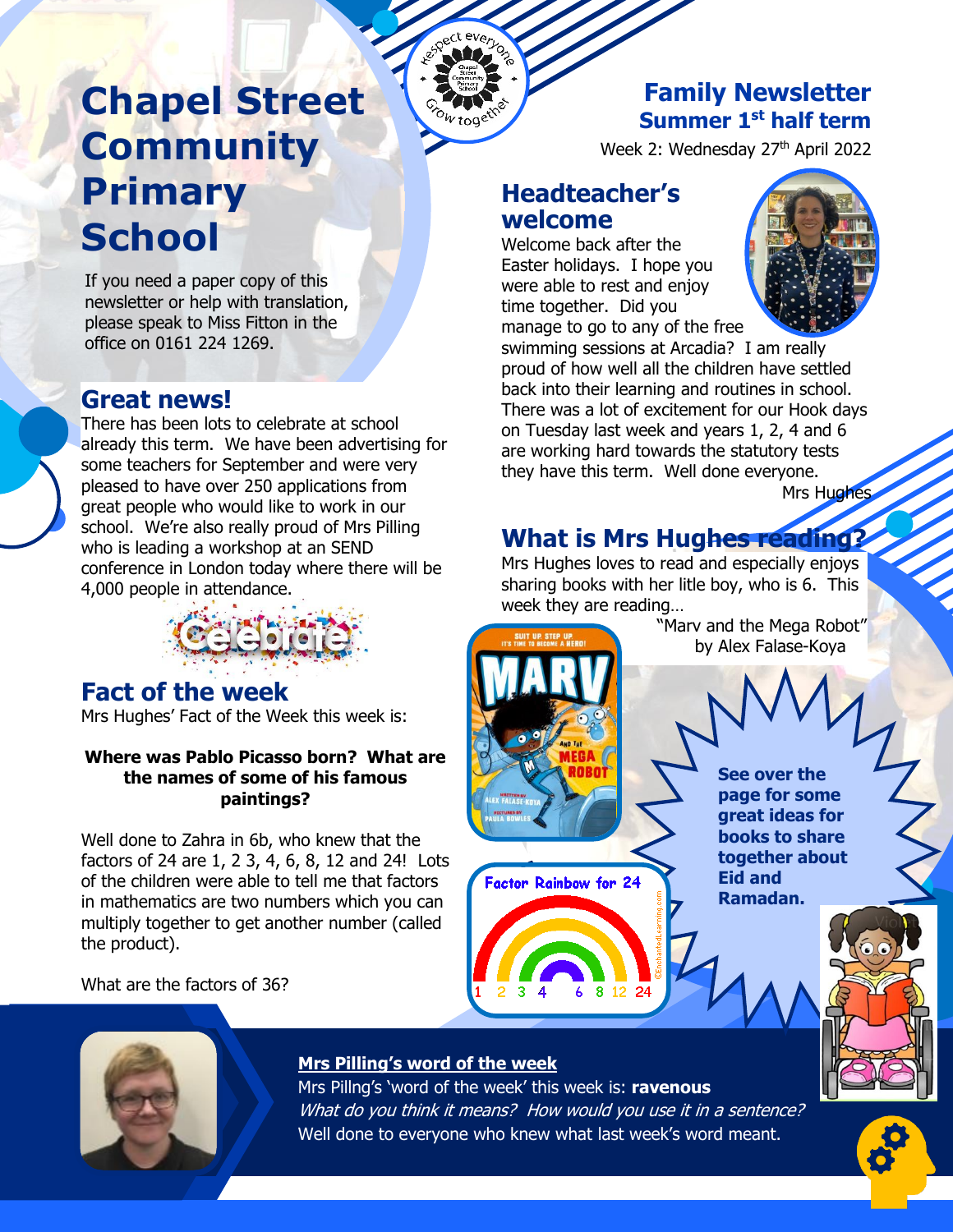# Chapel Street Community Primary School

If you need a paper copy of this newsletter or help with translation, please speak to Miss Fitton in the office on 0161 224 1269.

## Family Newsletter
### Summer 1st half term

Week 2: Wednesday 27th April 2022

## Headteacher's welcome

Welcome back after the Easter holidays. I hope you were able to rest and enjoy time together. Did you manage to go to any of the free swimming sessions at Arcadia? I am really proud of how well all the children have settled back into their learning and routines in school. There was a lot of excitement for our Hook days on Tuesday last week and years 1, 2, 4 and 6 are working hard towards the statutory tests they have this term. Well done everyone.

Mrs Hughes

## Great news!

There has been lots to celebrate at school already this term. We have been advertising for some teachers for September and were very pleased to have over 250 applications from great people who would like to work in our school. We're also really proud of Mrs Pilling who is leading a workshop at an SEND conference in London today where there will be 4,000 people in attendance.

## What is Mrs Hughes reading?

Mrs Hughes loves to read and especially enjoys sharing books with her litle boy, who is 6. This week they are reading…

"Marv and the Mega Robot" by Alex Falase-Koya

## Fact of the week

Mrs Hughes' Fact of the Week this week is:

**Where was Pablo Picasso born? What are the names of some of his famous paintings?**

Well done to Zahra in 6b, who knew that the factors of 24 are 1, 2 3, 4, 6, 8, 12 and 24! Lots of the children were able to tell me that factors in mathematics are two numbers which you can multiply together to get another number (called the product).

What are the factors of 36?

**See over the page for some great ideas for books to share together about Eid and Ramadan.**

### Mrs Pilling's word of the week

Mrs Pillng's 'word of the week' this week is: **ravenous**

*What do you think it means? How would you use it in a sentence?*

Well done to everyone who knew what last week's word meant.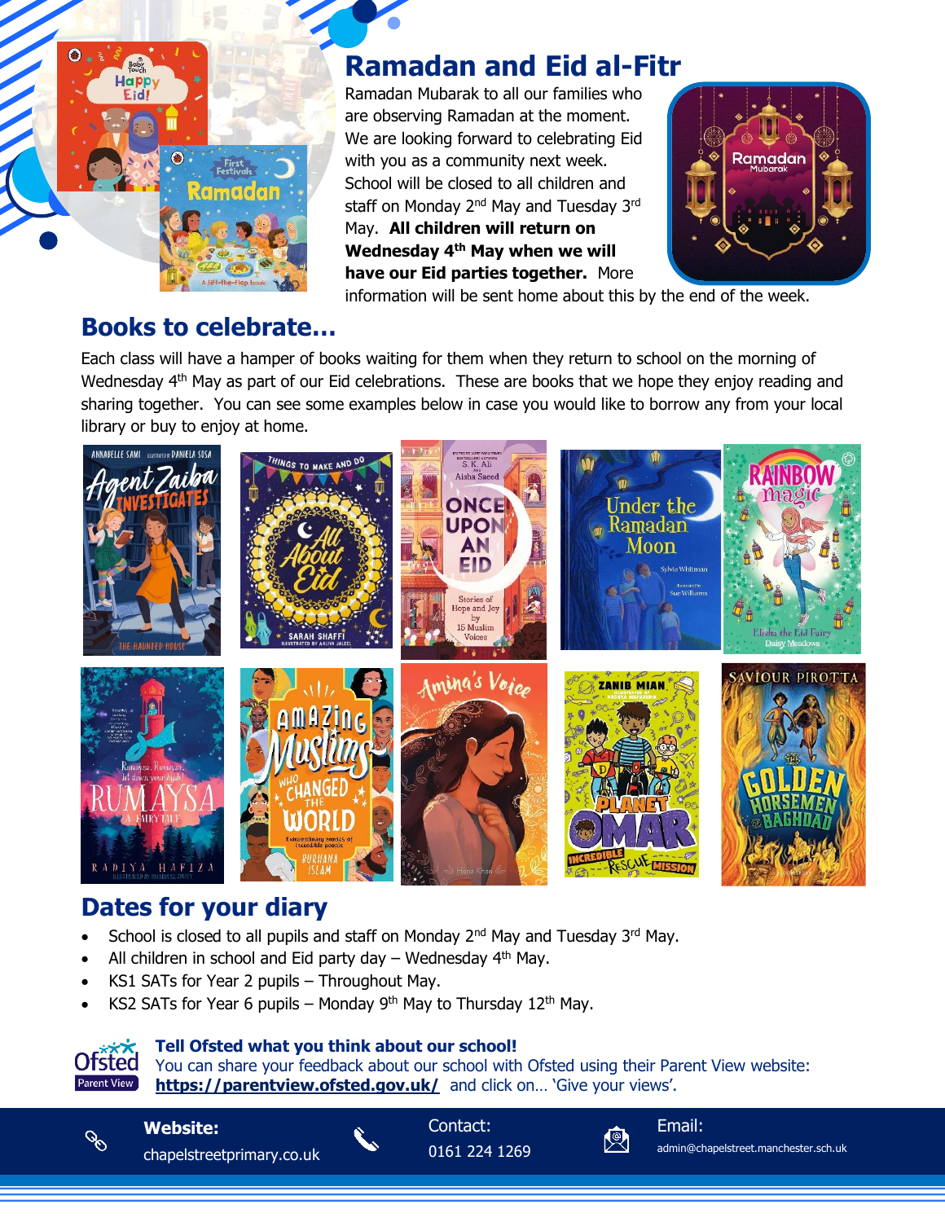## Ramadan and Eid al-Fitr

Ramadan Mubarak to all our families who are observing Ramadan at the moment. We are looking forward to celebrating Eid with you as a community next week. School will be closed to all children and staff on Monday 2nd May and Tuesday 3rd May. **All children will return on Wednesday 4th May when we will have our Eid parties together.** More information will be sent home about this by the end of the week.

## Books to celebrate…

Each class will have a hamper of books waiting for them when they return to school on the morning of Wednesday 4th May as part of our Eid celebrations. These are books that we hope they enjoy reading and sharing together. You can see some examples below in case you would like to borrow any from your local library or buy to enjoy at home.

## Dates for your diary

- School is closed to all pupils and staff on Monday 2nd May and Tuesday 3rd May.
- All children in school and Eid party day – Wednesday 4th May.
- KS1 SATs for Year 2 pupils – Throughout May.
- KS2 SATs for Year 6 pupils – Monday 9th May to Thursday 12th May.

**Tell Ofsted what you think about our school!**

You can share your feedback about our school with Ofsted using their Parent View website: **https://parentview.ofsted.gov.uk/** and click on… 'Give your views'.

**Website:** chapelstreetprimary.co.uk

Contact: 0161 224 1269

Email: admin@chapelstreet.manchester.sch.uk